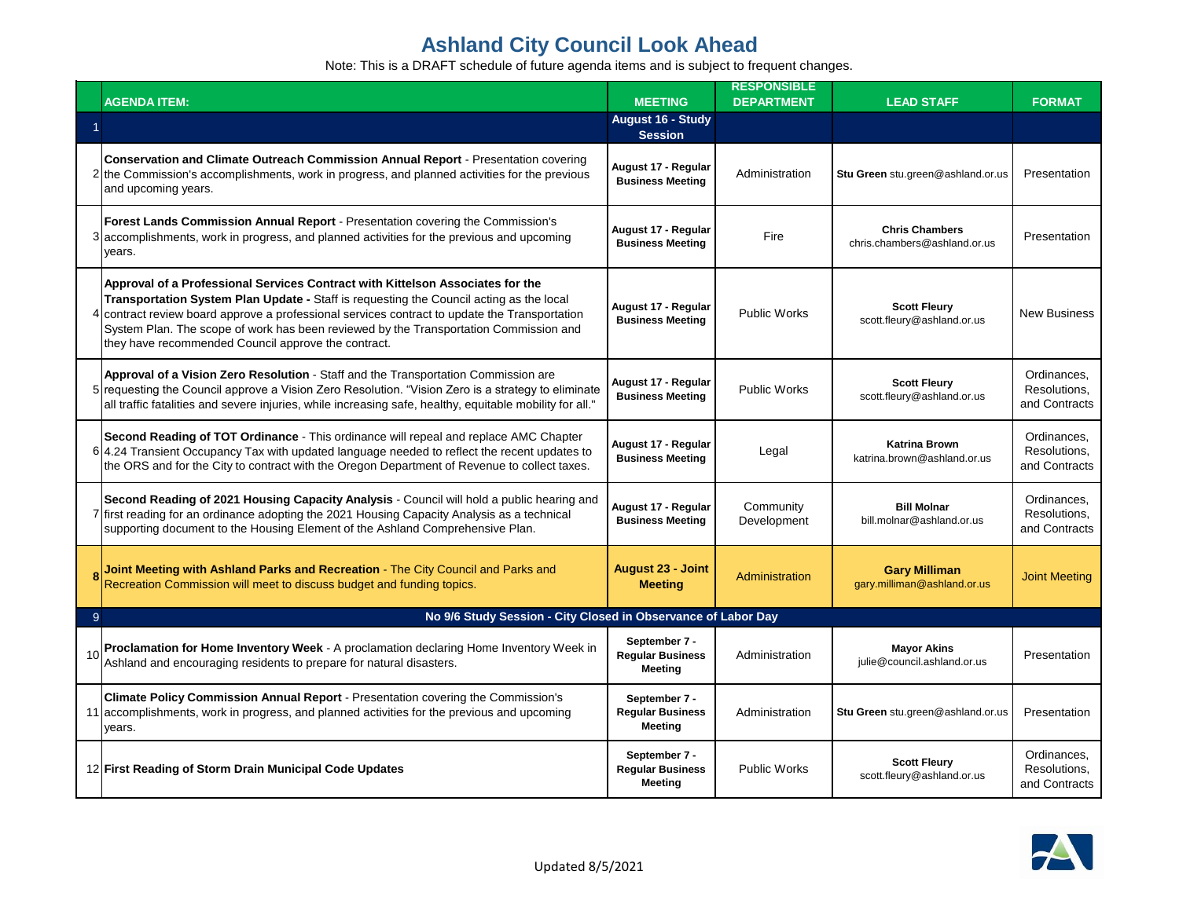# Ashland City Council Look Ahead

Note: This is a DRAFT schedule of future agenda items and is subject to frequent changes.

| | AGENDA ITEM: | MEETING | RESPONSIBLE DEPARTMENT | LEAD STAFF | FORMAT |
|---|---|---|---|---|---|
| 1 | | **August 16 - Study Session** | | | |
| 2 | **Conservation and Climate Outreach Commission Annual Report** - Presentation covering the Commission's accomplishments, work in progress, and planned activities for the previous and upcoming years. | **August 17 - Regular Business Meeting** | Administration | **Stu Green** stu.green@ashland.or.us | Presentation |
| 3 | **Forest Lands Commission Annual Report** - Presentation covering the Commission's accomplishments, work in progress, and planned activities for the previous and upcoming years. | **August 17 - Regular Business Meeting** | Fire | **Chris Chambers** chris.chambers@ashland.or.us | Presentation |
| 4 | **Approval of a Professional Services Contract with Kittelson Associates for the Transportation System Plan Update -** Staff is requesting the Council acting as the local contract review board approve a professional services contract to update the Transportation System Plan. The scope of work has been reviewed by the Transportation Commission and they have recommended Council approve the contract. | **August 17 - Regular Business Meeting** | Public Works | **Scott Fleury** scott.fleury@ashland.or.us | New Business |
| 5 | **Approval of a Vision Zero Resolution** - Staff and the Transportation Commission are requesting the Council approve a Vision Zero Resolution. "Vision Zero is a strategy to eliminate all traffic fatalities and severe injuries, while increasing safe, healthy, equitable mobility for all." | **August 17 - Regular Business Meeting** | Public Works | **Scott Fleury** scott.fleury@ashland.or.us | Ordinances, Resolutions, and Contracts |
| 6 | **Second Reading of TOT Ordinance** - This ordinance will repeal and replace AMC Chapter 4.24 Transient Occupancy Tax with updated language needed to reflect the recent updates to the ORS and for the City to contract with the Oregon Department of Revenue to collect taxes. | **August 17 - Regular Business Meeting** | Legal | **Katrina Brown** katrina.brown@ashland.or.us | Ordinances, Resolutions, and Contracts |
| 7 | **Second Reading of 2021 Housing Capacity Analysis** - Council will hold a public hearing and first reading for an ordinance adopting the 2021 Housing Capacity Analysis as a technical supporting document to the Housing Element of the Ashland Comprehensive Plan. | **August 17 - Regular Business Meeting** | Community Development | **Bill Molnar** bill.molnar@ashland.or.us | Ordinances, Resolutions, and Contracts |
| **8** | **Joint Meeting with Ashland Parks and Recreation** - The City Council and Parks and Recreation Commission will meet to discuss budget and funding topics. | **August 23 - Joint Meeting** | Administration | **Gary Milliman** gary.milliman@ashland.or.us | Joint Meeting |
| 9 | **No 9/6 Study Session - City Closed in Observance of Labor Day** | | | | |
| 10 | **Proclamation for Home Inventory Week** - A proclamation declaring Home Inventory Week in Ashland and encouraging residents to prepare for natural disasters. | **September 7 - Regular Business Meeting** | Administration | **Mayor Akins** julie@council.ashland.or.us | Presentation |
| 11 | **Climate Policy Commission Annual Report** - Presentation covering the Commission's accomplishments, work in progress, and planned activities for the previous and upcoming years. | **September 7 - Regular Business Meeting** | Administration | **Stu Green** stu.green@ashland.or.us | Presentation |
| 12 | **First Reading of Storm Drain Municipal Code Updates** | **September 7 - Regular Business Meeting** | Public Works | **Scott Fleury** scott.fleury@ashland.or.us | Ordinances, Resolutions, and Contracts |

Updated 8/5/2021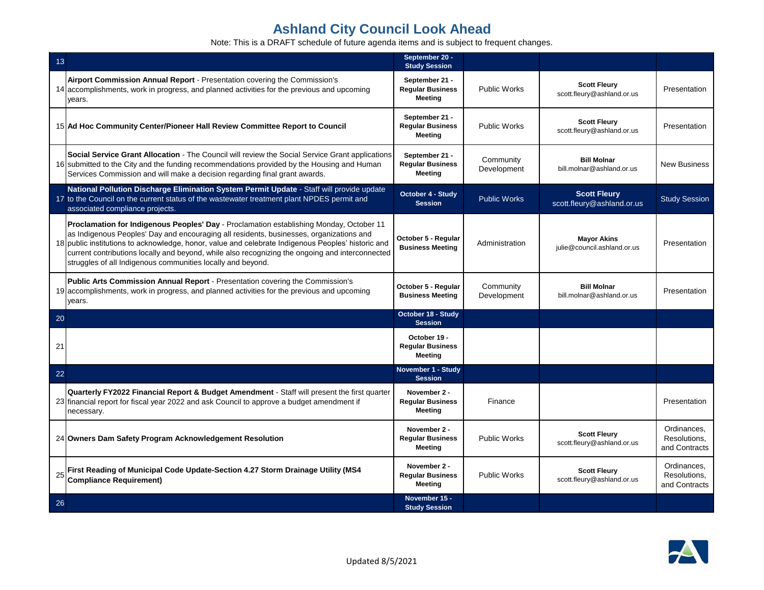# Ashland City Council Look Ahead

Note: This is a DRAFT schedule of future agenda items and is subject to frequent changes.

| # | Item | Date | Department | Contact | Type |
|---|---|---|---|---|---|
| 13 | | September 20 - Study Session | | | |
| 14 | **Airport Commission Annual Report** - Presentation covering the Commission's accomplishments, work in progress, and planned activities for the previous and upcoming years. | September 21 - Regular Business Meeting | Public Works | **Scott Fleury** scott.fleury@ashland.or.us | Presentation |
| 15 | **Ad Hoc Community Center/Pioneer Hall Review Committee Report to Council** | September 21 - Regular Business Meeting | Public Works | **Scott Fleury** scott.fleury@ashland.or.us | Presentation |
| 16 | **Social Service Grant Allocation** - The Council will review the Social Service Grant applications submitted to the City and the funding recommendations provided by the Housing and Human Services Commission and will make a decision regarding final grant awards. | September 21 - Regular Business Meeting | Community Development | **Bill Molnar** bill.molnar@ashland.or.us | New Business |
| 17 | **National Pollution Discharge Elimination System Permit Update** - Staff will provide update to the Council on the current status of the wastewater treatment plant NPDES permit and associated compliance projects. | October 4 - Study Session | Public Works | **Scott Fleury** scott.fleury@ashland.or.us | Study Session |
| 18 | **Proclamation for Indigenous Peoples' Day** - Proclamation establishing Monday, October 11 as Indigenous Peoples' Day and encouraging all residents, businesses, organizations and public institutions to acknowledge, honor, value and celebrate Indigenous Peoples' historic and current contributions locally and beyond, while also recognizing the ongoing and interconnected struggles of all Indigenous communities locally and beyond. | October 5 - Regular Business Meeting | Administration | **Mayor Akins** julie@council.ashland.or.us | Presentation |
| 19 | **Public Arts Commission Annual Report** - Presentation covering the Commission's accomplishments, work in progress, and planned activities for the previous and upcoming years. | October 5 - Regular Business Meeting | Community Development | **Bill Molnar** bill.molnar@ashland.or.us | Presentation |
| 20 | | October 18 - Study Session | | | |
| 21 | | October 19 - Regular Business Meeting | | | |
| 22 | | November 1 - Study Session | | | |
| 23 | **Quarterly FY2022 Financial Report & Budget Amendment** - Staff will present the first quarter financial report for fiscal year 2022 and ask Council to approve a budget amendment if necessary. | November 2 - Regular Business Meeting | Finance | | Presentation |
| 24 | **Owners Dam Safety Program Acknowledgement Resolution** | November 2 - Regular Business Meeting | Public Works | **Scott Fleury** scott.fleury@ashland.or.us | Ordinances, Resolutions, and Contracts |
| 25 | **First Reading of Municipal Code Update-Section 4.27 Storm Drainage Utility (MS4 Compliance Requirement)** | November 2 - Regular Business Meeting | Public Works | **Scott Fleury** scott.fleury@ashland.or.us | Ordinances, Resolutions, and Contracts |
| 26 | | November 15 - Study Session | | | |

Updated 8/5/2021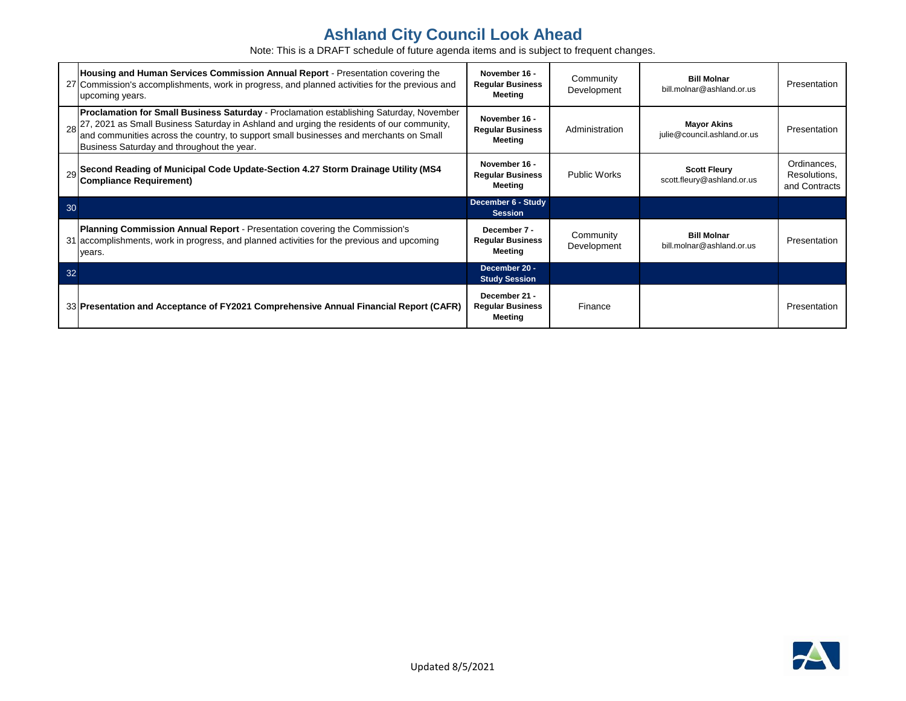# Ashland City Council Look Ahead

Note: This is a DRAFT schedule of future agenda items and is subject to frequent changes.

| | | | | | |
|---|---|---|---|---|---|
| 27 | **Housing and Human Services Commission Annual Report** - Presentation covering the Commission's accomplishments, work in progress, and planned activities for the previous and upcoming years. | **November 16 - Regular Business Meeting** | Community Development | **Bill Molnar** bill.molnar@ashland.or.us | Presentation |
| 28 | **Proclamation for Small Business Saturday** - Proclamation establishing Saturday, November 27, 2021 as Small Business Saturday in Ashland and urging the residents of our community, and communities across the country, to support small businesses and merchants on Small Business Saturday and throughout the year. | **November 16 - Regular Business Meeting** | Administration | **Mayor Akins** julie@council.ashland.or.us | Presentation |
| 29 | **Second Reading of Municipal Code Update-Section 4.27 Storm Drainage Utility (MS4 Compliance Requirement)** | **November 16 - Regular Business Meeting** | Public Works | **Scott Fleury** scott.fleury@ashland.or.us | Ordinances, Resolutions, and Contracts |
| 30 | | **December 6 - Study Session** | | | |
| 31 | **Planning Commission Annual Report** - Presentation covering the Commission's accomplishments, work in progress, and planned activities for the previous and upcoming years. | **December 7 - Regular Business Meeting** | Community Development | **Bill Molnar** bill.molnar@ashland.or.us | Presentation |
| 32 | | **December 20 - Study Session** | | | |
| 33 | **Presentation and Acceptance of FY2021 Comprehensive Annual Financial Report (CAFR)** | **December 21 - Regular Business Meeting** | Finance | | Presentation |

Updated 8/5/2021